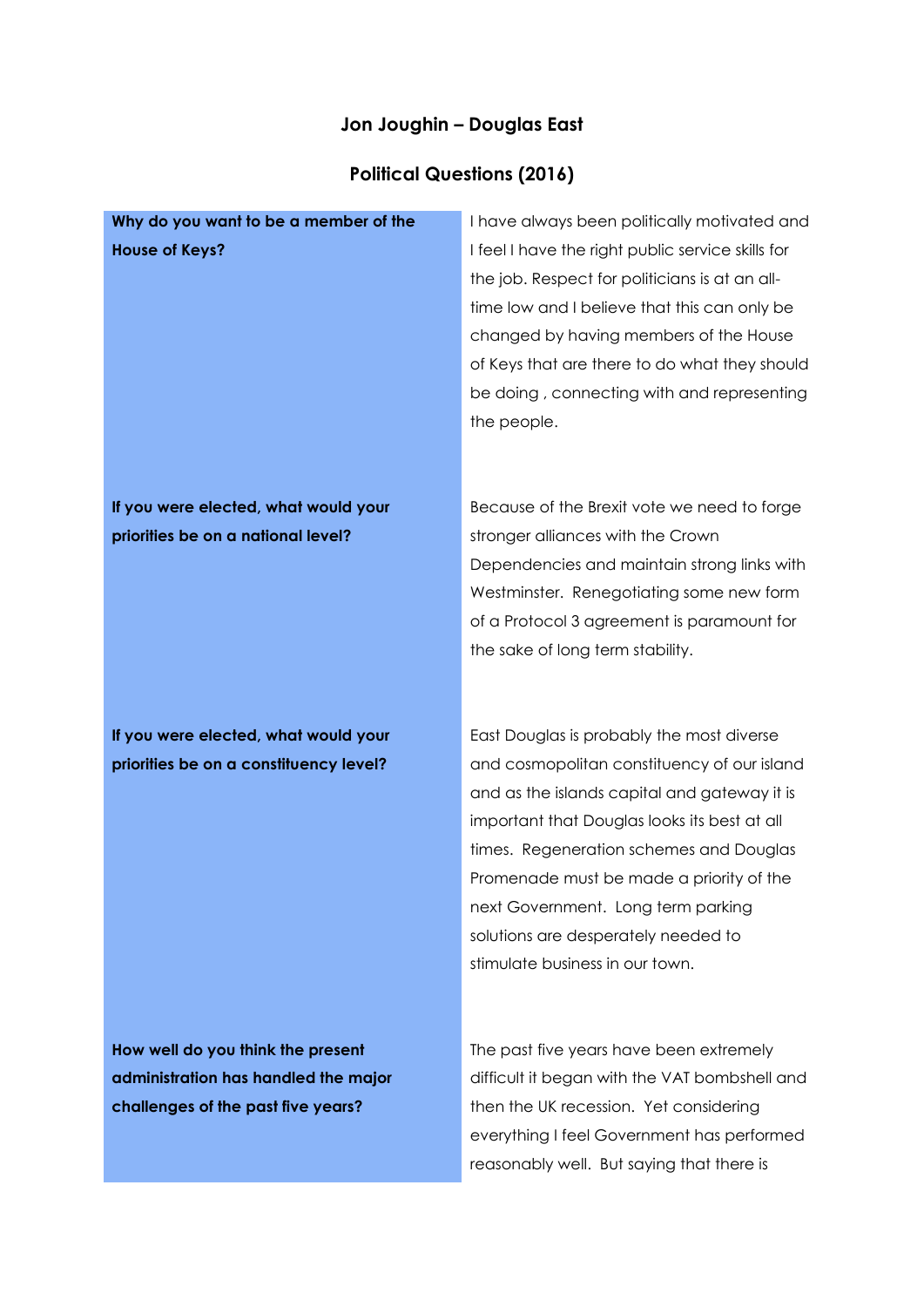**Jon Joughin – Douglas East**

**Political Questions (2016)**

| | |
|---|---|
| **Why do you want to be a member of the House of Keys?** | I have always been politically motivated and I feel I have the right public service skills for the job. Respect for politicians is at an all-time low and I believe that this can only be changed by having members of the House of Keys that are there to do what they should be doing , connecting with and representing the people. |
| **If you were elected, what would your priorities be on a national level?** | Because of the Brexit vote we need to forge stronger alliances with the Crown Dependencies and maintain strong links with Westminster. Renegotiating some new form of a Protocol 3 agreement is paramount for the sake of long term stability. |
| **If you were elected, what would your priorities be on a constituency level?** | East Douglas is probably the most diverse and cosmopolitan constituency of our island and as the islands capital and gateway it is important that Douglas looks its best at all times. Regeneration schemes and Douglas Promenade must be made a priority of the next Government. Long term parking solutions are desperately needed to stimulate business in our town. |
| **How well do you think the present administration has handled the major challenges of the past five years?** | The past five years have been extremely difficult it began with the VAT bombshell and then the UK recession. Yet considering everything I feel Government has performed reasonably well. But saying that there is |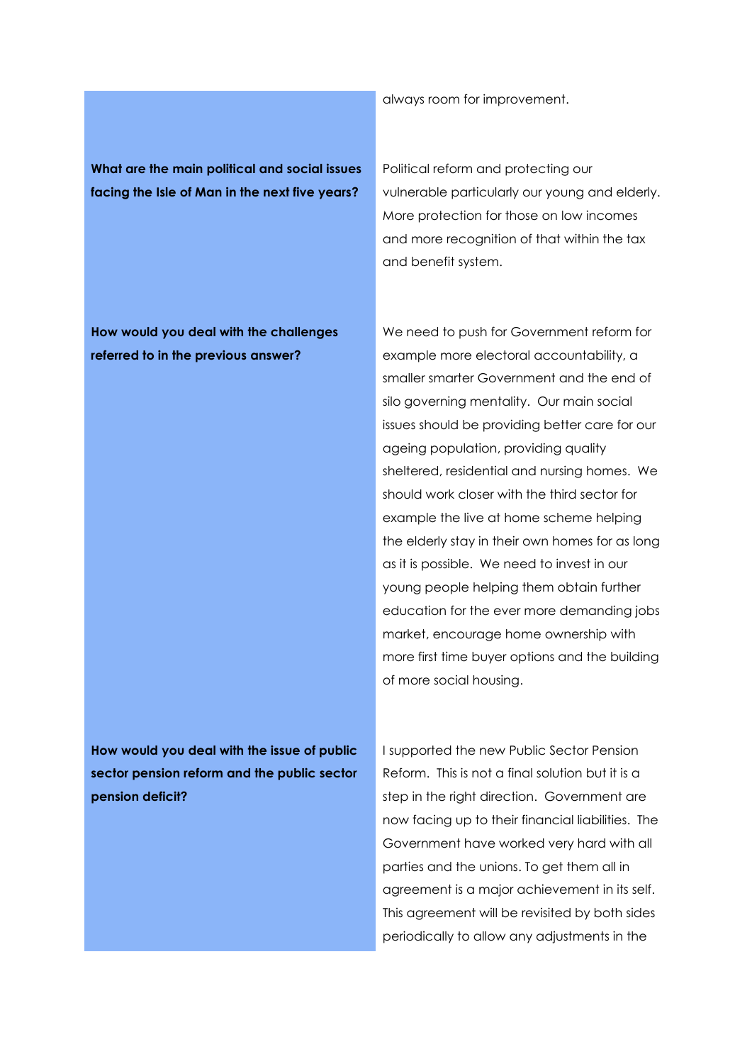| | |
|---|---|
| | always room for improvement. |
| **What are the main political and social issues facing the Isle of Man in the next five years?** | Political reform and protecting our vulnerable particularly our young and elderly. More protection for those on low incomes and more recognition of that within the tax and benefit system. |
| **How would you deal with the challenges referred to in the previous answer?** | We need to push for Government reform for example more electoral accountability, a smaller smarter Government and the end of silo governing mentality. Our main social issues should be providing better care for our ageing population, providing quality sheltered, residential and nursing homes. We should work closer with the third sector for example the live at home scheme helping the elderly stay in their own homes for as long as it is possible. We need to invest in our young people helping them obtain further education for the ever more demanding jobs market, encourage home ownership with more first time buyer options and the building of more social housing. |
| **How would you deal with the issue of public sector pension reform and the public sector pension deficit?** | I supported the new Public Sector Pension Reform. This is not a final solution but it is a step in the right direction. Government are now facing up to their financial liabilities. The Government have worked very hard with all parties and the unions. To get them all in agreement is a major achievement in its self. This agreement will be revisited by both sides periodically to allow any adjustments in the |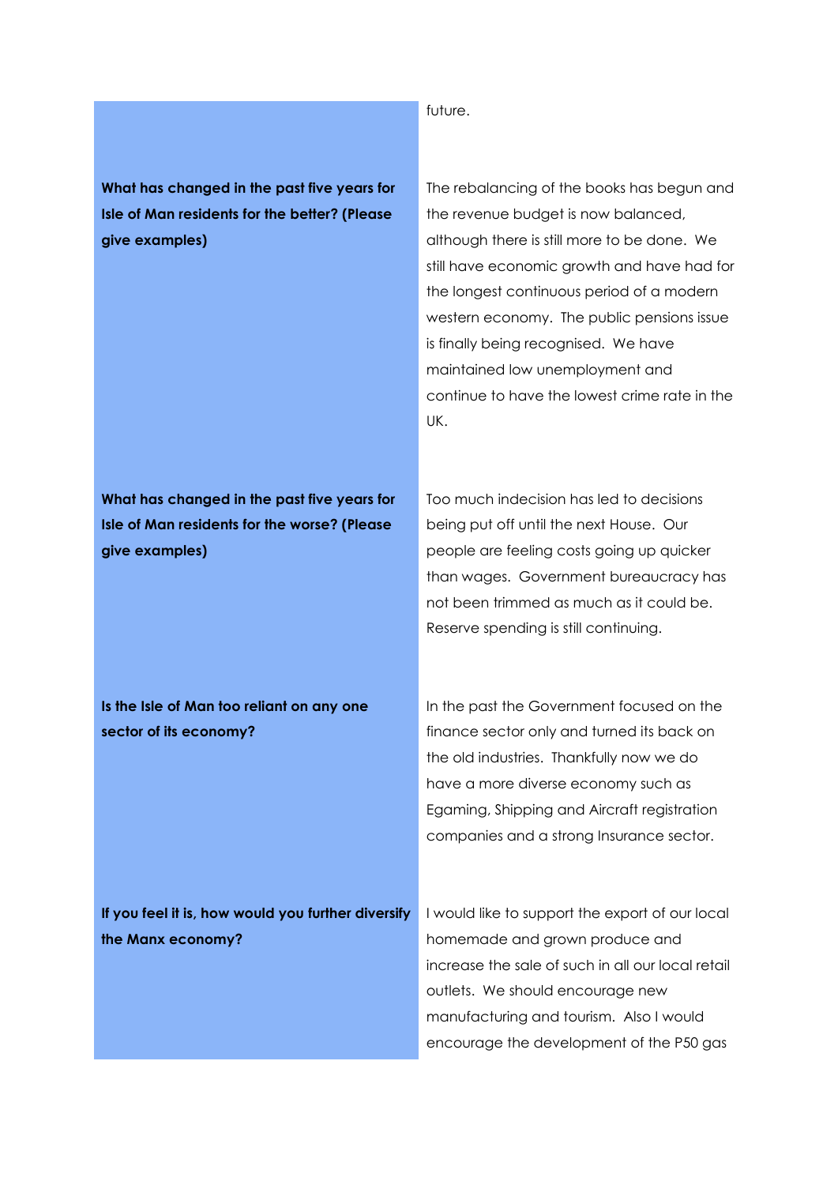| | |
|---|---|
| | future. |
| **What has changed in the past five years for Isle of Man residents for the better? (Please give examples)** | The rebalancing of the books has begun and the revenue budget is now balanced, although there is still more to be done. We still have economic growth and have had for the longest continuous period of a modern western economy. The public pensions issue is finally being recognised. We have maintained low unemployment and continue to have the lowest crime rate in the UK. |
| **What has changed in the past five years for Isle of Man residents for the worse? (Please give examples)** | Too much indecision has led to decisions being put off until the next House. Our people are feeling costs going up quicker than wages. Government bureaucracy has not been trimmed as much as it could be. Reserve spending is still continuing. |
| **Is the Isle of Man too reliant on any one sector of its economy?** | In the past the Government focused on the finance sector only and turned its back on the old industries. Thankfully now we do have a more diverse economy such as Egaming, Shipping and Aircraft registration companies and a strong Insurance sector. |
| **If you feel it is, how would you further diversify the Manx economy?** | I would like to support the export of our local homemade and grown produce and increase the sale of such in all our local retail outlets. We should encourage new manufacturing and tourism. Also I would encourage the development of the P50 gas |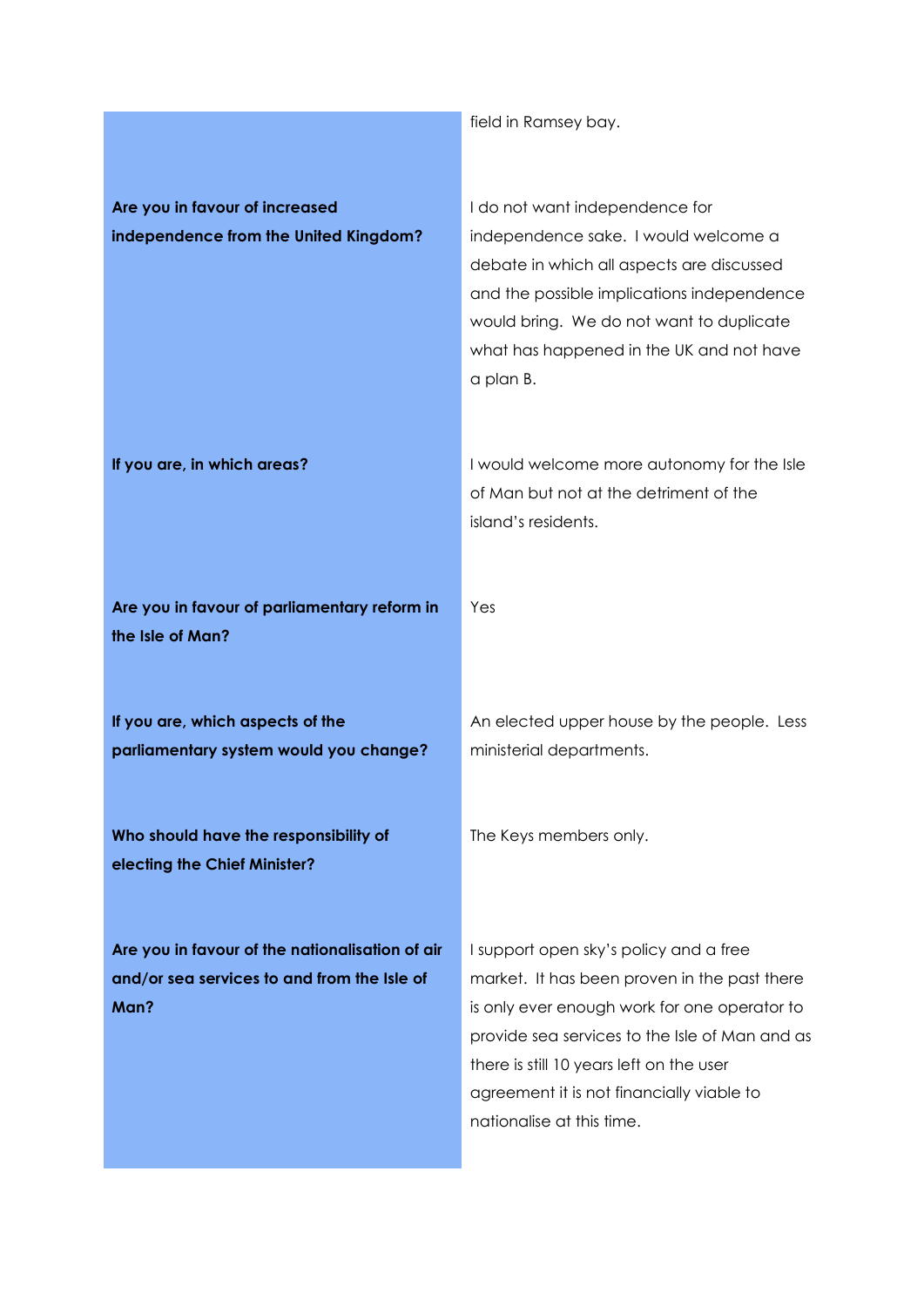| | |
|---|---|
| | field in Ramsey bay. |
| **Are you in favour of increased independence from the United Kingdom?** | I do not want independence for independence sake. I would welcome a debate in which all aspects are discussed and the possible implications independence would bring. We do not want to duplicate what has happened in the UK and not have a plan B. |
| **If you are, in which areas?** | I would welcome more autonomy for the Isle of Man but not at the detriment of the island's residents. |
| **Are you in favour of parliamentary reform in the Isle of Man?** | Yes |
| **If you are, which aspects of the parliamentary system would you change?** | An elected upper house by the people. Less ministerial departments. |
| **Who should have the responsibility of electing the Chief Minister?** | The Keys members only. |
| **Are you in favour of the nationalisation of air and/or sea services to and from the Isle of Man?** | I support open sky's policy and a free market. It has been proven in the past there is only ever enough work for one operator to provide sea services to the Isle of Man and as there is still 10 years left on the user agreement it is not financially viable to nationalise at this time. |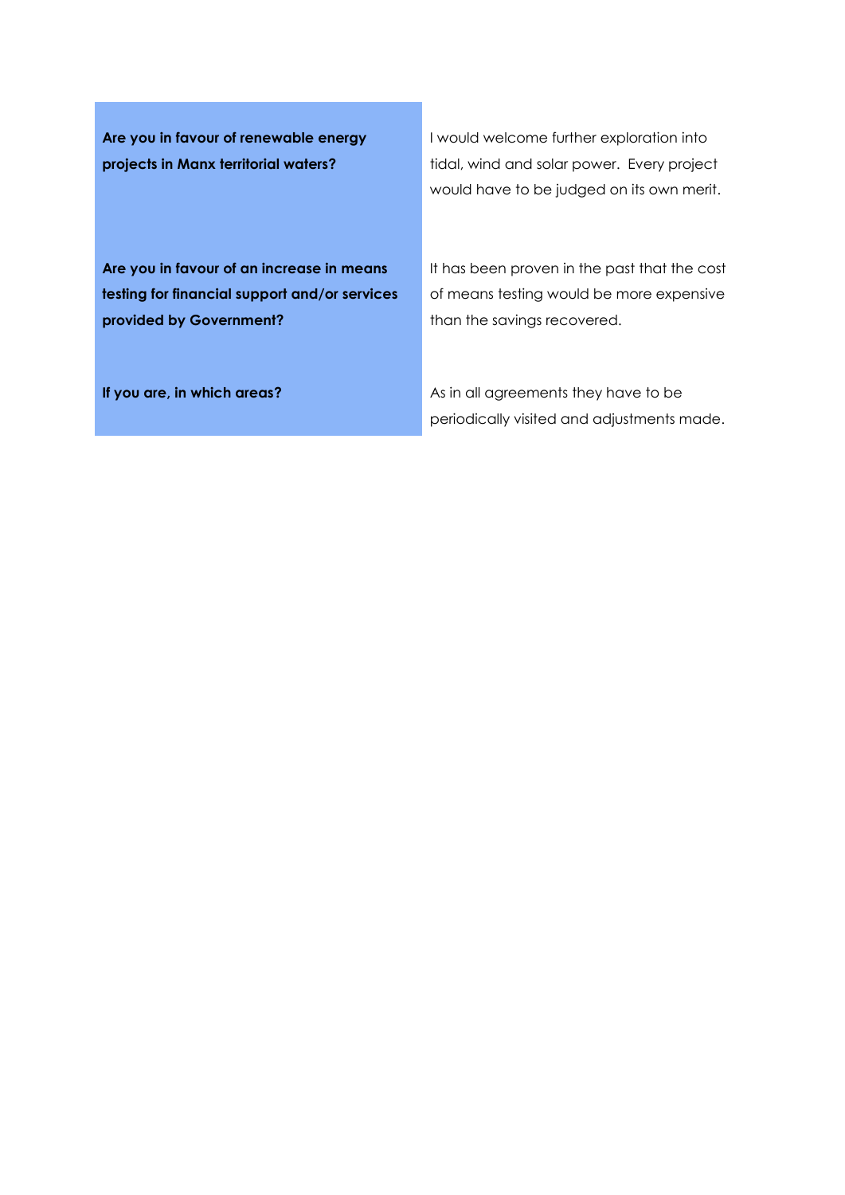| | |
|---|---|
| **Are you in favour of renewable energy projects in Manx territorial waters?** | I would welcome further exploration into tidal, wind and solar power. Every project would have to be judged on its own merit. |
| **Are you in favour of an increase in means testing for financial support and/or services provided by Government?** | It has been proven in the past that the cost of means testing would be more expensive than the savings recovered. |
| **If you are, in which areas?** | As in all agreements they have to be periodically visited and adjustments made. |